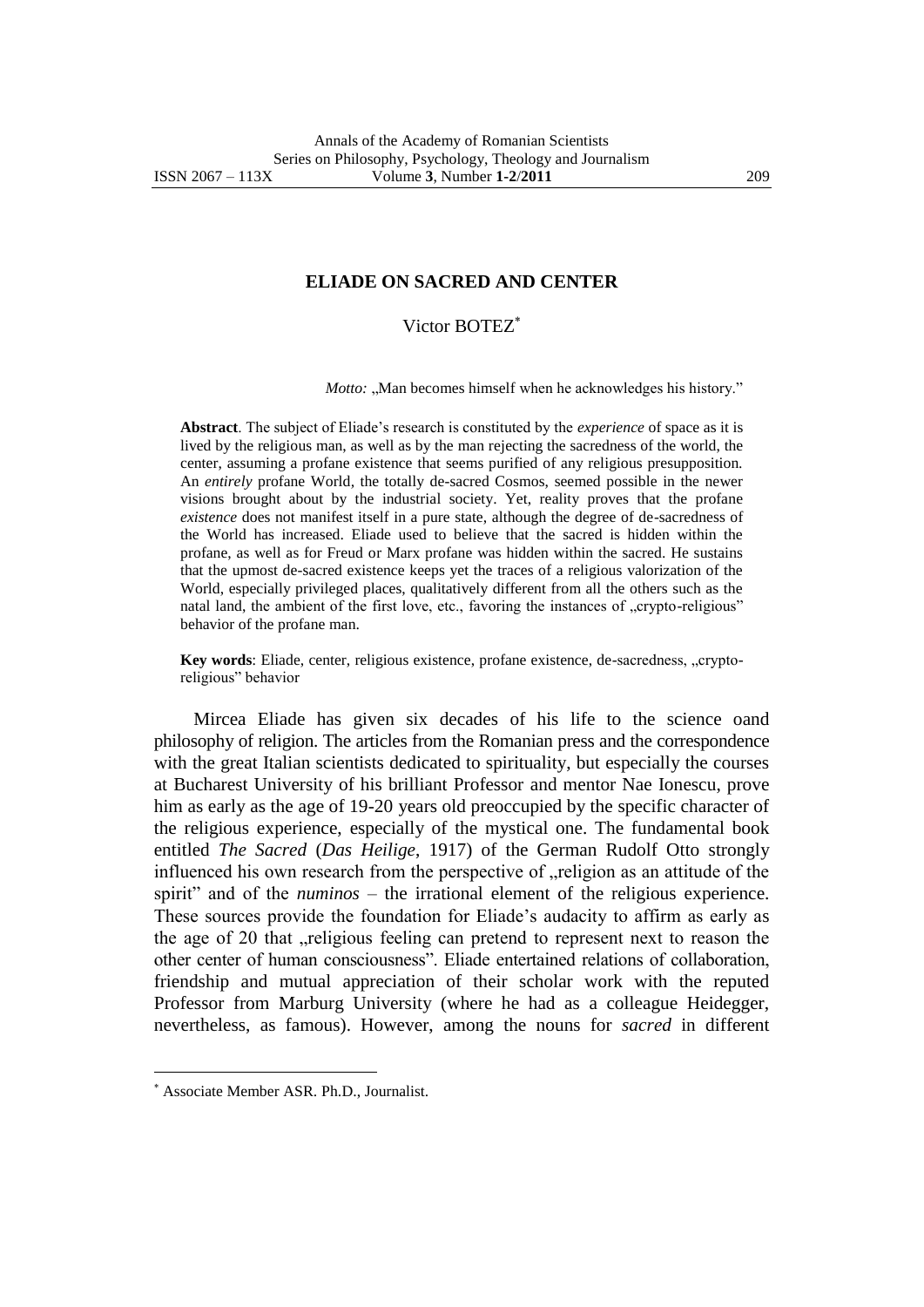# ELIADE ON SACRED AND CENTER

Victor BOTEZ*

*Motto:* „Man becomes himself when he acknowledges his history."

**Abstract**. The subject of Eliade's research is constituted by the *experience* of space as it is lived by the religious man, as well as by the man rejecting the sacredness of the world, the center, assuming a profane existence that seems purified of any religious presupposition. An *entirely* profane World, the totally de-sacred Cosmos, seemed possible in the newer visions brought about by the industrial society. Yet, reality proves that the profane *existence* does not manifest itself in a pure state, although the degree of de-sacredness of the World has increased. Eliade used to believe that the sacred is hidden within the profane, as well as for Freud or Marx profane was hidden within the sacred. He sustains that the upmost de-sacred existence keeps yet the traces of a religious valorization of the World, especially privileged places, qualitatively different from all the others such as the natal land, the ambient of the first love, etc., favoring the instances of „crypto-religious" behavior of the profane man.

**Key words**: Eliade, center, religious existence, profane existence, de-sacredness, „crypto-religious" behavior

Mircea Eliade has given six decades of his life to the science oand philosophy of religion. The articles from the Romanian press and the correspondence with the great Italian scientists dedicated to spirituality, but especially the courses at Bucharest University of his brilliant Professor and mentor Nae Ionescu, prove him as early as the age of 19-20 years old preoccupied by the specific character of the religious experience, especially of the mystical one. The fundamental book entitled *The Sacred* (*Das Heilige*, 1917) of the German Rudolf Otto strongly influenced his own research from the perspective of „religion as an attitude of the spirit" and of the *numinos* – the irrational element of the religious experience. These sources provide the foundation for Eliade's audacity to affirm as early as the age of 20 that „religious feeling can pretend to represent next to reason the other center of human consciousness". Eliade entertained relations of collaboration, friendship and mutual appreciation of their scholar work with the reputed Professor from Marburg University (where he had as a colleague Heidegger, nevertheless, as famous). However, among the nouns for *sacred* in different

---

* Associate Member ASR. Ph.D., Journalist.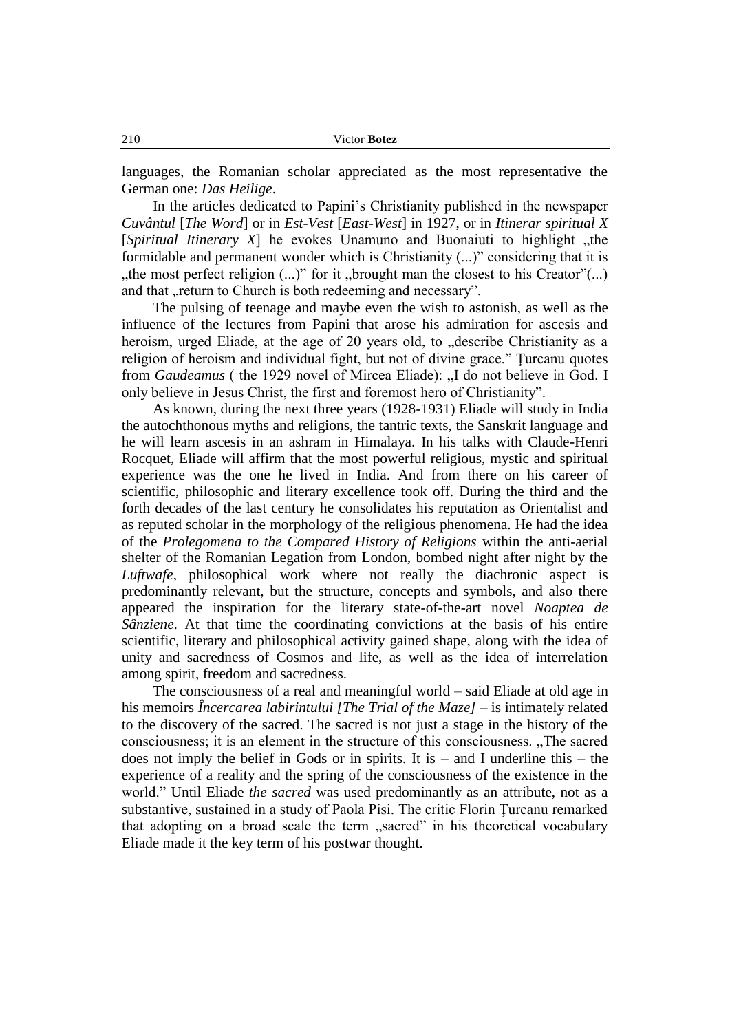languages, the Romanian scholar appreciated as the most representative the German one: *Das Heilige*.

In the articles dedicated to Papini's Christianity published in the newspaper *Cuvântul* [*The Word*] or in *Est-Vest* [*East-West*] in 1927, or in *Itinerar spiritual X* [*Spiritual Itinerary X*] he evokes Unamuno and Buonaiuti to highlight „the formidable and permanent wonder which is Christianity (...)" considering that it is „the most perfect religion (...)" for it „brought man the closest to his Creator"(...) and that „return to Church is both redeeming and necessary".

The pulsing of teenage and maybe even the wish to astonish, as well as the influence of the lectures from Papini that arose his admiration for ascesis and heroism, urged Eliade, at the age of 20 years old, to „describe Christianity as a religion of heroism and individual fight, but not of divine grace." Ţurcanu quotes from *Gaudeamus* ( the 1929 novel of Mircea Eliade): „I do not believe in God. I only believe in Jesus Christ, the first and foremost hero of Christianity".

As known, during the next three years (1928-1931) Eliade will study in India the autochthonous myths and religions, the tantric texts, the Sanskrit language and he will learn ascesis in an ashram in Himalaya. In his talks with Claude-Henri Rocquet, Eliade will affirm that the most powerful religious, mystic and spiritual experience was the one he lived in India. And from there on his career of scientific, philosophic and literary excellence took off. During the third and the forth decades of the last century he consolidates his reputation as Orientalist and as reputed scholar in the morphology of the religious phenomena. He had the idea of the *Prolegomena to the Compared History of Religions* within the anti-aerial shelter of the Romanian Legation from London, bombed night after night by the *Luftwafe*, philosophical work where not really the diachronic aspect is predominantly relevant, but the structure, concepts and symbols, and also there appeared the inspiration for the literary state-of-the-art novel *Noaptea de Sânziene*. At that time the coordinating convictions at the basis of his entire scientific, literary and philosophical activity gained shape, along with the idea of unity and sacredness of Cosmos and life, as well as the idea of interrelation among spirit, freedom and sacredness.

The consciousness of a real and meaningful world – said Eliade at old age in his memoirs *Încercarea labirintului [The Trial of the Maze]* – is intimately related to the discovery of the sacred. The sacred is not just a stage in the history of the consciousness; it is an element in the structure of this consciousness. „The sacred does not imply the belief in Gods or in spirits. It is – and I underline this – the experience of a reality and the spring of the consciousness of the existence in the world." Until Eliade *the sacred* was used predominantly as an attribute, not as a substantive, sustained in a study of Paola Pisi. The critic Florin Ţurcanu remarked that adopting on a broad scale the term „sacred" in his theoretical vocabulary Eliade made it the key term of his postwar thought.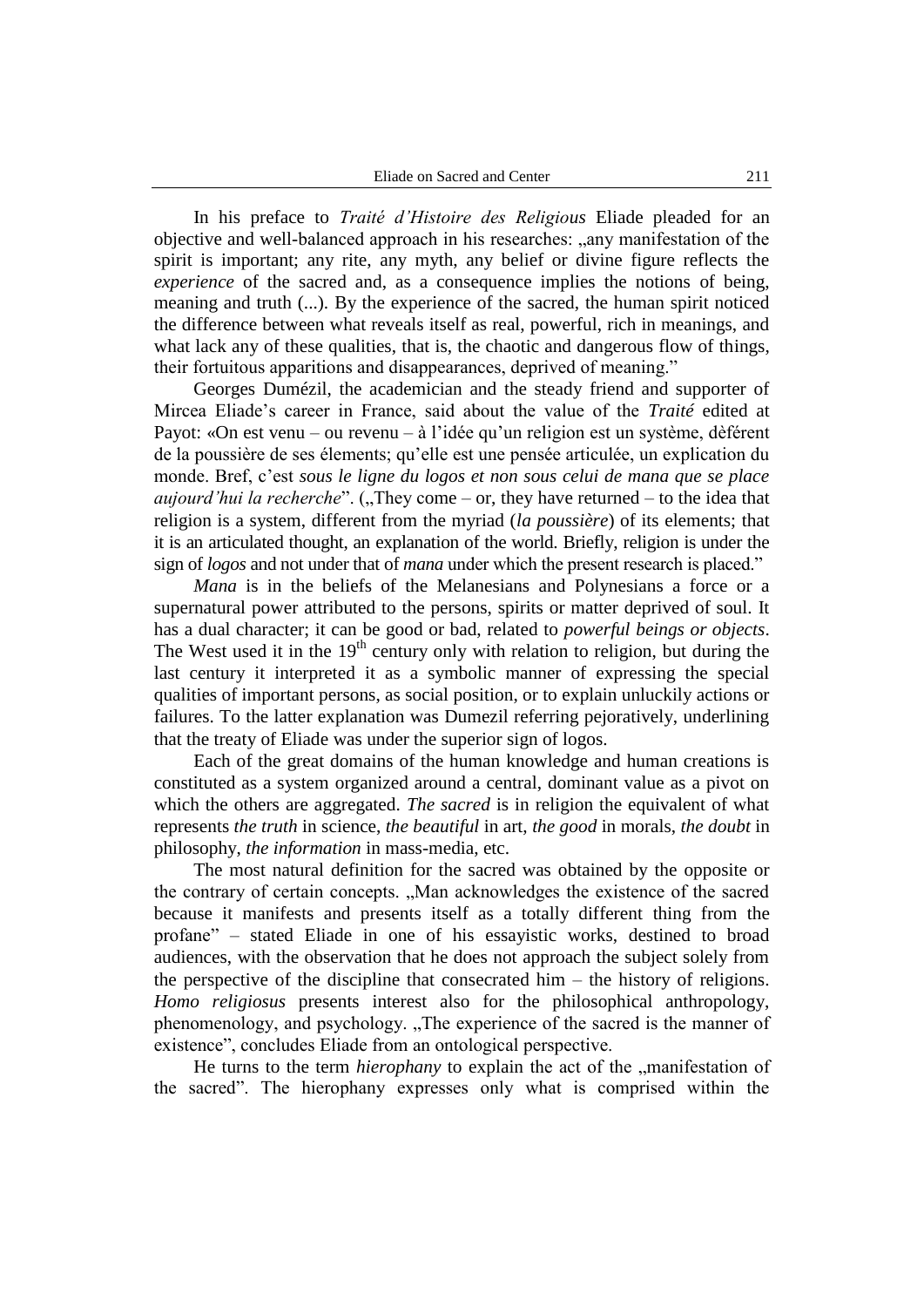In his preface to *Traité d'Histoire des Religious* Eliade pleaded for an objective and well-balanced approach in his researches: „any manifestation of the spirit is important; any rite, any myth, any belief or divine figure reflects the *experience* of the sacred and, as a consequence implies the notions of being, meaning and truth (...). By the experience of the sacred, the human spirit noticed the difference between what reveals itself as real, powerful, rich in meanings, and what lack any of these qualities, that is, the chaotic and dangerous flow of things, their fortuitous apparitions and disappearances, deprived of meaning."

Georges Dumézil, the academician and the steady friend and supporter of Mircea Eliade's career in France, said about the value of the *Traité* edited at Payot: «On est venu – ou revenu – à l'idée qu'un religion est un système, dèférent de la poussière de ses élements; qu'elle est une pensée articulée, un explication du monde. Bref, c'est *sous le ligne du logos et non sous celui de mana que se place aujourd'hui la recherche*". („They come – or, they have returned – to the idea that religion is a system, different from the myriad (*la poussière*) of its elements; that it is an articulated thought, an explanation of the world. Briefly, religion is under the sign of *logos* and not under that of *mana* under which the present research is placed."

*Mana* is in the beliefs of the Melanesians and Polynesians a force or a supernatural power attributed to the persons, spirits or matter deprived of soul. It has a dual character; it can be good or bad, related to *powerful beings or objects*. The West used it in the 19th century only with relation to religion, but during the last century it interpreted it as a symbolic manner of expressing the special qualities of important persons, as social position, or to explain unluckily actions or failures. To the latter explanation was Dumezil referring pejoratively, underlining that the treaty of Eliade was under the superior sign of logos.

Each of the great domains of the human knowledge and human creations is constituted as a system organized around a central, dominant value as a pivot on which the others are aggregated. *The sacred* is in religion the equivalent of what represents *the truth* in science, *the beautiful* in art, *the good* in morals, *the doubt* in philosophy, *the information* in mass-media, etc.

The most natural definition for the sacred was obtained by the opposite or the contrary of certain concepts. „Man acknowledges the existence of the sacred because it manifests and presents itself as a totally different thing from the profane" – stated Eliade in one of his essayistic works, destined to broad audiences, with the observation that he does not approach the subject solely from the perspective of the discipline that consecrated him – the history of religions. *Homo religiosus* presents interest also for the philosophical anthropology, phenomenology, and psychology. „The experience of the sacred is the manner of existence", concludes Eliade from an ontological perspective.

He turns to the term *hierophany* to explain the act of the „manifestation of the sacred". The hierophany expresses only what is comprised within the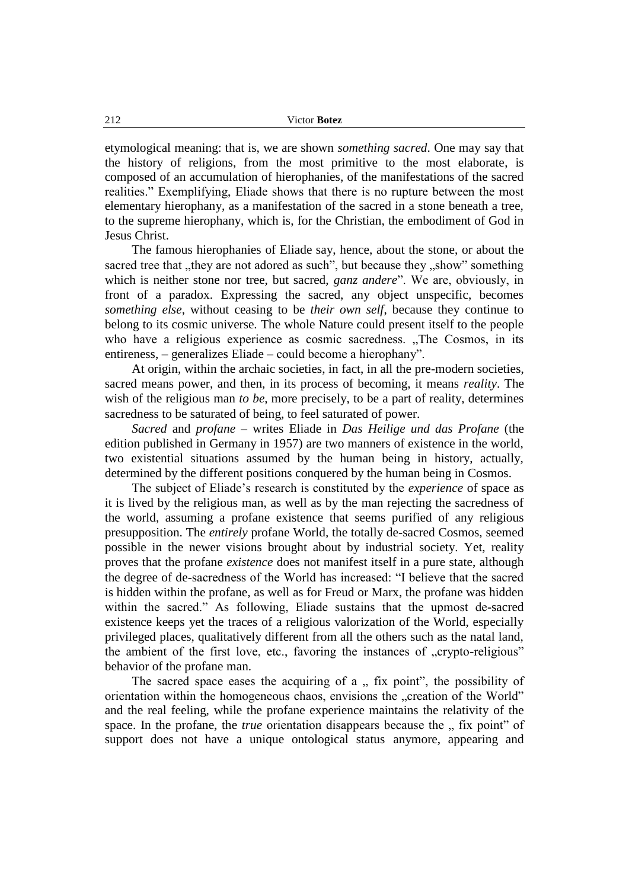etymological meaning: that is, we are shown *something sacred*. One may say that the history of religions, from the most primitive to the most elaborate, is composed of an accumulation of hierophanies, of the manifestations of the sacred realities." Exemplifying, Eliade shows that there is no rupture between the most elementary hierophany, as a manifestation of the sacred in a stone beneath a tree, to the supreme hierophany, which is, for the Christian, the embodiment of God in Jesus Christ.

The famous hierophanies of Eliade say, hence, about the stone, or about the sacred tree that „they are not adored as such", but because they „show" something which is neither stone nor tree, but sacred, *ganz andere*". We are, obviously, in front of a paradox. Expressing the sacred, any object unspecific, becomes *something else*, without ceasing to be *their own self*, because they continue to belong to its cosmic universe. The whole Nature could present itself to the people who have a religious experience as cosmic sacredness. „The Cosmos, in its entireness, – generalizes Eliade – could become a hierophany".

At origin, within the archaic societies, in fact, in all the pre-modern societies, sacred means power, and then, in its process of becoming, it means *reality*. The wish of the religious man *to be*, more precisely, to be a part of reality, determines sacredness to be saturated of being, to feel saturated of power.

*Sacred* and *profane* – writes Eliade in *Das Heilige und das Profane* (the edition published in Germany in 1957) are two manners of existence in the world, two existential situations assumed by the human being in history, actually, determined by the different positions conquered by the human being in Cosmos.

The subject of Eliade's research is constituted by the *experience* of space as it is lived by the religious man, as well as by the man rejecting the sacredness of the world, assuming a profane existence that seems purified of any religious presupposition. The *entirely* profane World, the totally de-sacred Cosmos, seemed possible in the newer visions brought about by industrial society. Yet, reality proves that the profane *existence* does not manifest itself in a pure state, although the degree of de-sacredness of the World has increased: "I believe that the sacred is hidden within the profane, as well as for Freud or Marx, the profane was hidden within the sacred." As following, Eliade sustains that the upmost de-sacred existence keeps yet the traces of a religious valorization of the World, especially privileged places, qualitatively different from all the others such as the natal land, the ambient of the first love, etc., favoring the instances of „crypto-religious" behavior of the profane man.

The sacred space eases the acquiring of a „ fix point", the possibility of orientation within the homogeneous chaos, envisions the „creation of the World" and the real feeling, while the profane experience maintains the relativity of the space. In the profane, the *true* orientation disappears because the „ fix point" of support does not have a unique ontological status anymore, appearing and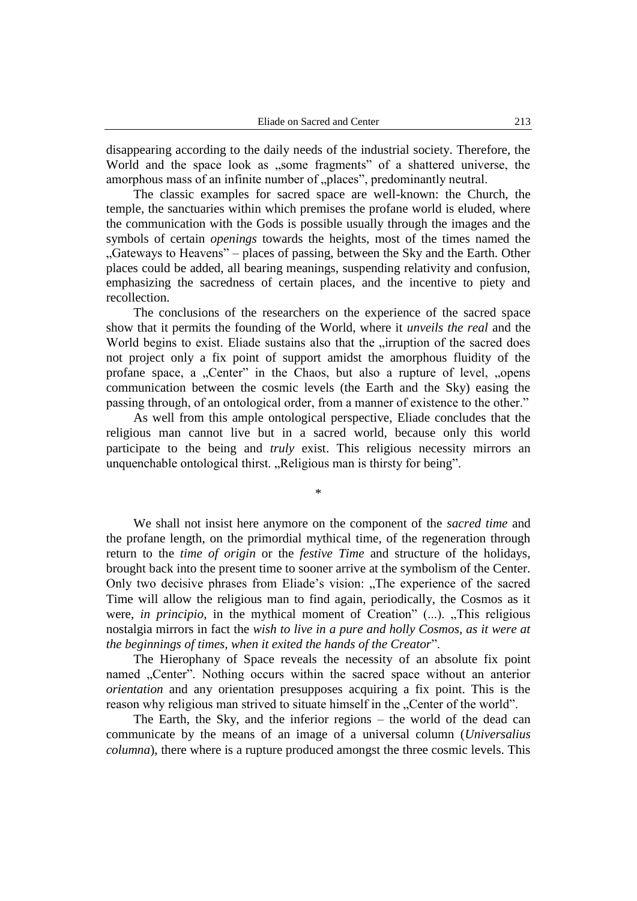disappearing according to the daily needs of the industrial society. Therefore, the World and the space look as „some fragments" of a shattered universe, the amorphous mass of an infinite number of „places", predominantly neutral.

The classic examples for sacred space are well-known: the Church, the temple, the sanctuaries within which premises the profane world is eluded, where the communication with the Gods is possible usually through the images and the symbols of certain *openings* towards the heights, most of the times named the „Gateways to Heavens" – places of passing, between the Sky and the Earth. Other places could be added, all bearing meanings, suspending relativity and confusion, emphasizing the sacredness of certain places, and the incentive to piety and recollection.

The conclusions of the researchers on the experience of the sacred space show that it permits the founding of the World, where it *unveils the real* and the World begins to exist. Eliade sustains also that the „irruption of the sacred does not project only a fix point of support amidst the amorphous fluidity of the profane space, a „Center" in the Chaos, but also a rupture of level, „opens communication between the cosmic levels (the Earth and the Sky) easing the passing through, of an ontological order, from a manner of existence to the other."

As well from this ample ontological perspective, Eliade concludes that the religious man cannot live but in a sacred world, because only this world participate to the being and *truly* exist. This religious necessity mirrors an unquenchable ontological thirst. „Religious man is thirsty for being".

*

We shall not insist here anymore on the component of the *sacred time* and the profane length, on the primordial mythical time, of the regeneration through return to the *time of origin* or the *festive Time* and structure of the holidays, brought back into the present time to sooner arrive at the symbolism of the Center. Only two decisive phrases from Eliade's vision: „The experience of the sacred Time will allow the religious man to find again, periodically, the Cosmos as it were, *in principio*, in the mythical moment of Creation" (...). „This religious nostalgia mirrors in fact the *wish to live in a pure and holly Cosmos, as it were at the beginnings of times, when it exited the hands of the Creator*".

The Hierophany of Space reveals the necessity of an absolute fix point named „Center". Nothing occurs within the sacred space without an anterior *orientation* and any orientation presupposes acquiring a fix point. This is the reason why religious man strived to situate himself in the „Center of the world".

The Earth, the Sky, and the inferior regions – the world of the dead can communicate by the means of an image of a universal column (*Universalius columna*), there where is a rupture produced amongst the three cosmic levels. This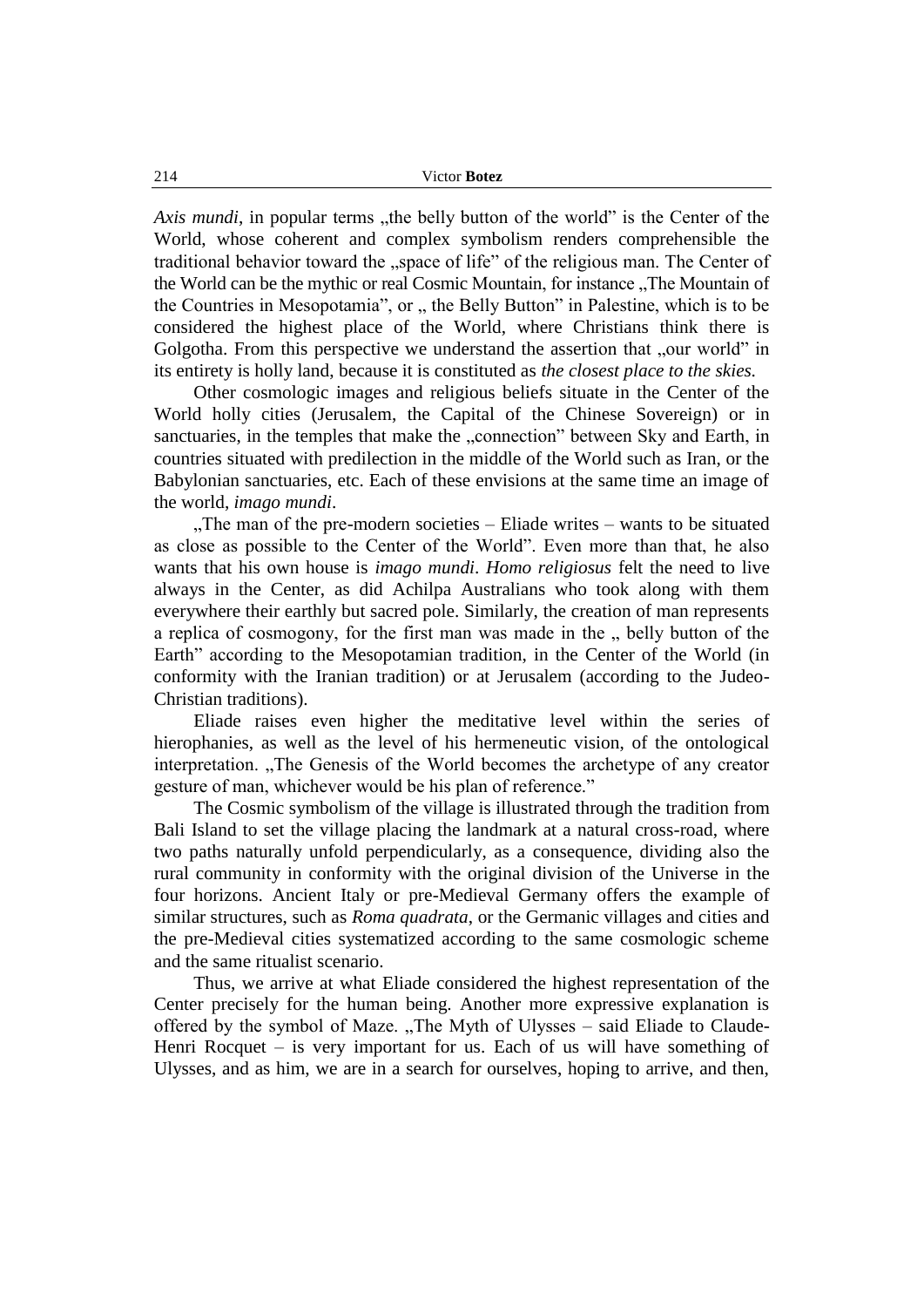*Axis mundi*, in popular terms „the belly button of the world" is the Center of the World, whose coherent and complex symbolism renders comprehensible the traditional behavior toward the „space of life" of the religious man. The Center of the World can be the mythic or real Cosmic Mountain, for instance „The Mountain of the Countries in Mesopotamia", or „ the Belly Button" in Palestine, which is to be considered the highest place of the World, where Christians think there is Golgotha. From this perspective we understand the assertion that „our world" in its entirety is holly land, because it is constituted as *the closest place to the skies*.

Other cosmologic images and religious beliefs situate in the Center of the World holly cities (Jerusalem, the Capital of the Chinese Sovereign) or in sanctuaries, in the temples that make the „connection" between Sky and Earth, in countries situated with predilection in the middle of the World such as Iran, or the Babylonian sanctuaries, etc. Each of these envisions at the same time an image of the world, *imago mundi*.

„The man of the pre-modern societies – Eliade writes – wants to be situated as close as possible to the Center of the World". Even more than that, he also wants that his own house is *imago mundi*. *Homo religiosus* felt the need to live always in the Center, as did Achilpa Australians who took along with them everywhere their earthly but sacred pole. Similarly, the creation of man represents a replica of cosmogony, for the first man was made in the „ belly button of the Earth" according to the Mesopotamian tradition, in the Center of the World (in conformity with the Iranian tradition) or at Jerusalem (according to the Judeo-Christian traditions).

Eliade raises even higher the meditative level within the series of hierophanies, as well as the level of his hermeneutic vision, of the ontological interpretation. „The Genesis of the World becomes the archetype of any creator gesture of man, whichever would be his plan of reference."

The Cosmic symbolism of the village is illustrated through the tradition from Bali Island to set the village placing the landmark at a natural cross-road, where two paths naturally unfold perpendicularly, as a consequence, dividing also the rural community in conformity with the original division of the Universe in the four horizons. Ancient Italy or pre-Medieval Germany offers the example of similar structures, such as *Roma quadrata*, or the Germanic villages and cities and the pre-Medieval cities systematized according to the same cosmologic scheme and the same ritualist scenario.

Thus, we arrive at what Eliade considered the highest representation of the Center precisely for the human being. Another more expressive explanation is offered by the symbol of Maze. „The Myth of Ulysses – said Eliade to Claude-Henri Rocquet – is very important for us. Each of us will have something of Ulysses, and as him, we are in a search for ourselves, hoping to arrive, and then,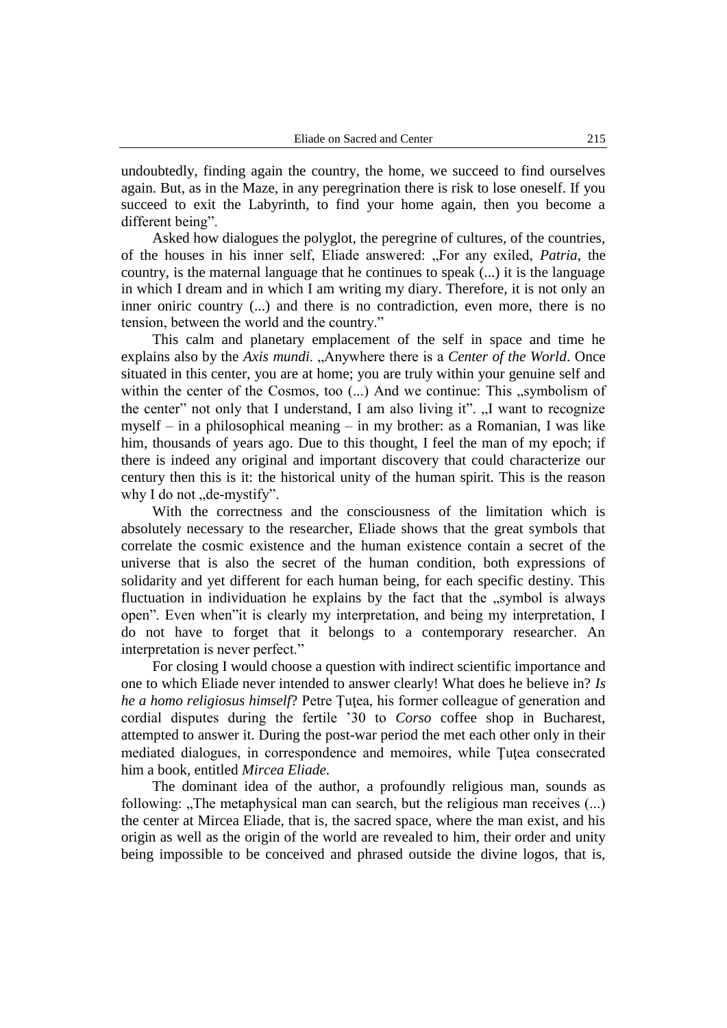undoubtedly, finding again the country, the home, we succeed to find ourselves again. But, as in the Maze, in any peregrination there is risk to lose oneself. If you succeed to exit the Labyrinth, to find your home again, then you become a different being".

Asked how dialogues the polyglot, the peregrine of cultures, of the countries, of the houses in his inner self, Eliade answered: „For any exiled, *Patria*, the country, is the maternal language that he continues to speak (...) it is the language in which I dream and in which I am writing my diary. Therefore, it is not only an inner oniric country (...) and there is no contradiction, even more, there is no tension, between the world and the country."

This calm and planetary emplacement of the self in space and time he explains also by the *Axis mundi*. „Anywhere there is a *Center of the World*. Once situated in this center, you are at home; you are truly within your genuine self and within the center of the Cosmos, too (...) And we continue: This „symbolism of the center" not only that I understand, I am also living it". „I want to recognize myself – in a philosophical meaning – in my brother: as a Romanian, I was like him, thousands of years ago. Due to this thought, I feel the man of my epoch; if there is indeed any original and important discovery that could characterize our century then this is it: the historical unity of the human spirit. This is the reason why I do not „de-mystify".

With the correctness and the consciousness of the limitation which is absolutely necessary to the researcher, Eliade shows that the great symbols that correlate the cosmic existence and the human existence contain a secret of the universe that is also the secret of the human condition, both expressions of solidarity and yet different for each human being, for each specific destiny. This fluctuation in individuation he explains by the fact that the „symbol is always open". Even when"it is clearly my interpretation, and being my interpretation, I do not have to forget that it belongs to a contemporary researcher. An interpretation is never perfect."

For closing I would choose a question with indirect scientific importance and one to which Eliade never intended to answer clearly! What does he believe in? *Is he a homo religiosus himself*? Petre Ţuţea, his former colleague of generation and cordial disputes during the fertile '30 to *Corso* coffee shop in Bucharest, attempted to answer it. During the post-war period the met each other only in their mediated dialogues, in correspondence and memoires, while Ţuţea consecrated him a book, entitled *Mircea Eliade*.

The dominant idea of the author, a profoundly religious man, sounds as following: „The metaphysical man can search, but the religious man receives (...) the center at Mircea Eliade, that is, the sacred space, where the man exist, and his origin as well as the origin of the world are revealed to him, their order and unity being impossible to be conceived and phrased outside the divine logos, that is,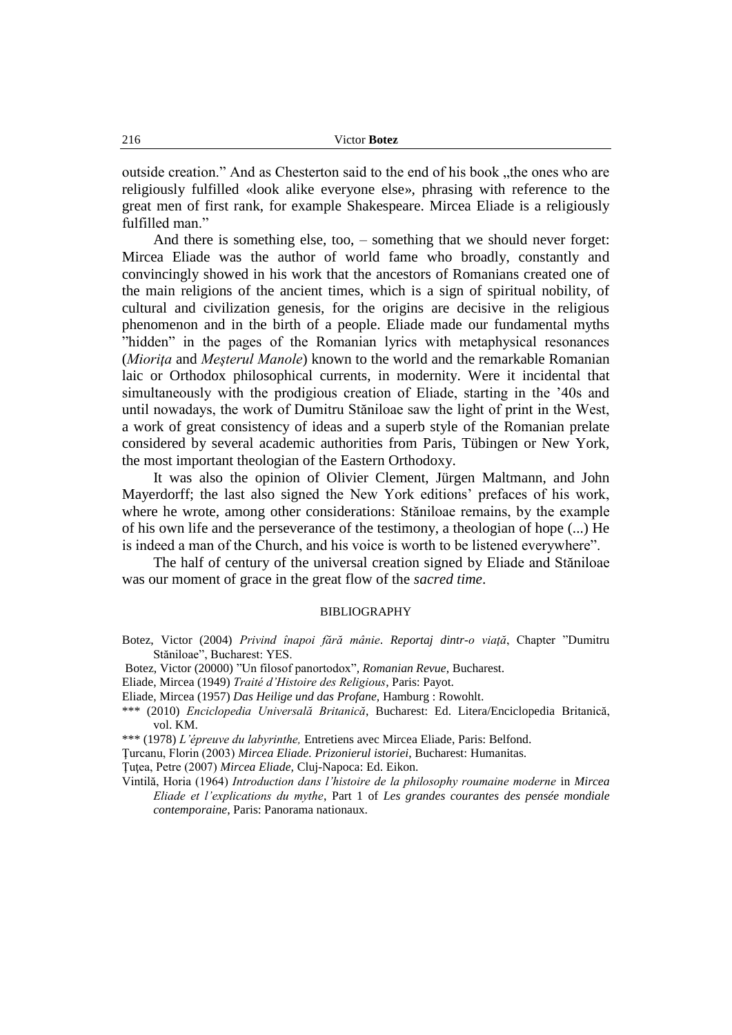outside creation." And as Chesterton said to the end of his book „the ones who are religiously fulfilled «look alike everyone else», phrasing with reference to the great men of first rank, for example Shakespeare. Mircea Eliade is a religiously fulfilled man."

And there is something else, too, – something that we should never forget: Mircea Eliade was the author of world fame who broadly, constantly and convincingly showed in his work that the ancestors of Romanians created one of the main religions of the ancient times, which is a sign of spiritual nobility, of cultural and civilization genesis, for the origins are decisive in the religious phenomenon and in the birth of a people. Eliade made our fundamental myths "hidden" in the pages of the Romanian lyrics with metaphysical resonances (*Mioriţa* and *Meşterul Manole*) known to the world and the remarkable Romanian laic or Orthodox philosophical currents, in modernity. Were it incidental that simultaneously with the prodigious creation of Eliade, starting in the '40s and until nowadays, the work of Dumitru Stăniloae saw the light of print in the West, a work of great consistency of ideas and a superb style of the Romanian prelate considered by several academic authorities from Paris, Tübingen or New York, the most important theologian of the Eastern Orthodoxy.

It was also the opinion of Olivier Clement, Jürgen Maltmann, and John Mayerdorff; the last also signed the New York editions' prefaces of his work, where he wrote, among other considerations: Stăniloae remains, by the example of his own life and the perseverance of the testimony, a theologian of hope (...) He is indeed a man of the Church, and his voice is worth to be listened everywhere".

The half of century of the universal creation signed by Eliade and Stăniloae was our moment of grace in the great flow of the *sacred time*.

## BIBLIOGRAPHY

Botez, Victor (2004) *Privind înapoi fără mânie*. *Reportaj dintr-o viaţă*, Chapter "Dumitru Stăniloae", Bucharest: YES.

Botez, Victor (20000) "Un filosof panortodox", *Romanian Revue*, Bucharest.

Eliade, Mircea (1949) *Traité d'Histoire des Religious*, Paris: Payot.

Eliade, Mircea (1957) *Das Heilige und das Profane,* Hamburg : Rowohlt.

\*\*\* (2010) *Enciclopedia Universală Britanică*, Bucharest: Ed. Litera/Enciclopedia Britanică, vol. KM.

\*\*\* (1978) *L'épreuve du labyrinthe,* Entretiens avec Mircea Eliade, Paris: Belfond.

Ţurcanu, Florin (2003) *Mircea Eliade. Prizonierul istoriei*, Bucharest: Humanitas.

Ţuţea, Petre (2007) *Mircea Eliade,* Cluj-Napoca: Ed. Eikon.

Vintilă, Horia (1964) *Introduction dans l'histoire de la philosophy roumaine moderne* in *Mircea Eliade et l'explications du mythe*, Part 1 of *Les grandes courantes des pensée mondiale contemporaine*, Paris: Panorama nationaux.